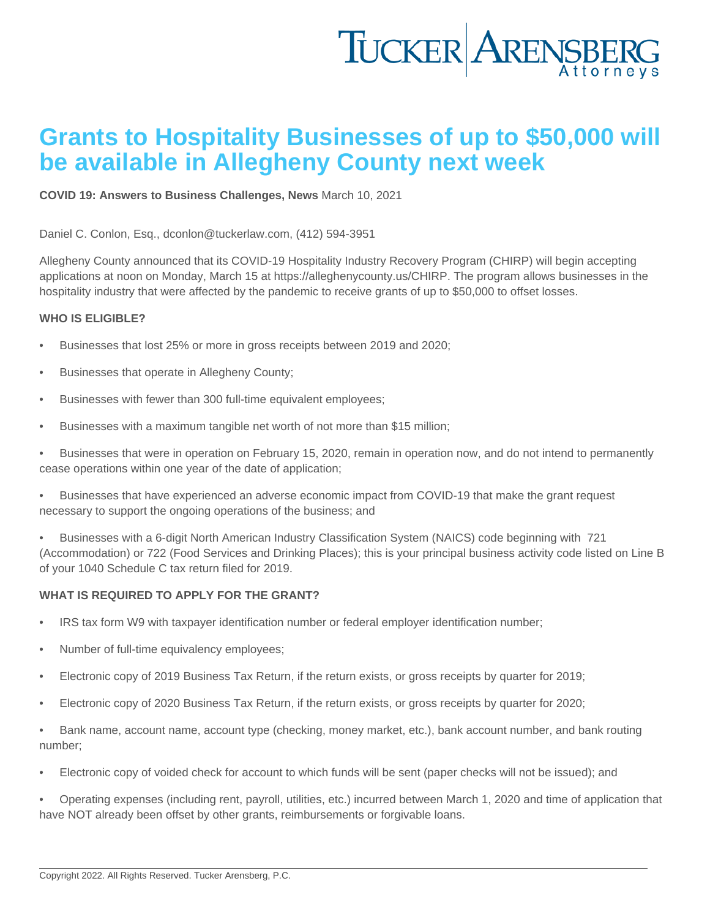# Grants to Hospitality Businesses of up to $50,000 will be available in Allegheny County next week

**COVID 19: Answers to Business Challenges, News** March 10, 2021

Daniel C. Conlon, Esq., dconlon@tuckerlaw.com, (412) 594-3951

Allegheny County announced that its COVID-19 Hospitality Industry Recovery Program (CHIRP) will begin accepting applications at noon on Monday, March 15 at https://alleghenycounty.us/CHIRP. The program allows businesses in the hospitality industry that were affected by the pandemic to receive grants of up to $50,000 to offset losses.

**WHO IS ELIGIBLE?**

- Businesses that lost 25% or more in gross receipts between 2019 and 2020;
- Businesses that operate in Allegheny County;
- Businesses with fewer than 300 full-time equivalent employees;
- Businesses with a maximum tangible net worth of not more than $15 million;
- Businesses that were in operation on February 15, 2020, remain in operation now, and do not intend to permanently cease operations within one year of the date of application;
- Businesses that have experienced an adverse economic impact from COVID-19 that make the grant request necessary to support the ongoing operations of the business; and
- Businesses with a 6-digit North American Industry Classification System (NAICS) code beginning with 721 (Accommodation) or 722 (Food Services and Drinking Places); this is your principal business activity code listed on Line B of your 1040 Schedule C tax return filed for 2019.

**WHAT IS REQUIRED TO APPLY FOR THE GRANT?**

- IRS tax form W9 with taxpayer identification number or federal employer identification number;
- Number of full-time equivalency employees;
- Electronic copy of 2019 Business Tax Return, if the return exists, or gross receipts by quarter for 2019;
- Electronic copy of 2020 Business Tax Return, if the return exists, or gross receipts by quarter for 2020;
- Bank name, account name, account type (checking, money market, etc.), bank account number, and bank routing number;
- Electronic copy of voided check for account to which funds will be sent (paper checks will not be issued); and
- Operating expenses (including rent, payroll, utilities, etc.) incurred between March 1, 2020 and time of application that have NOT already been offset by other grants, reimbursements or forgivable loans.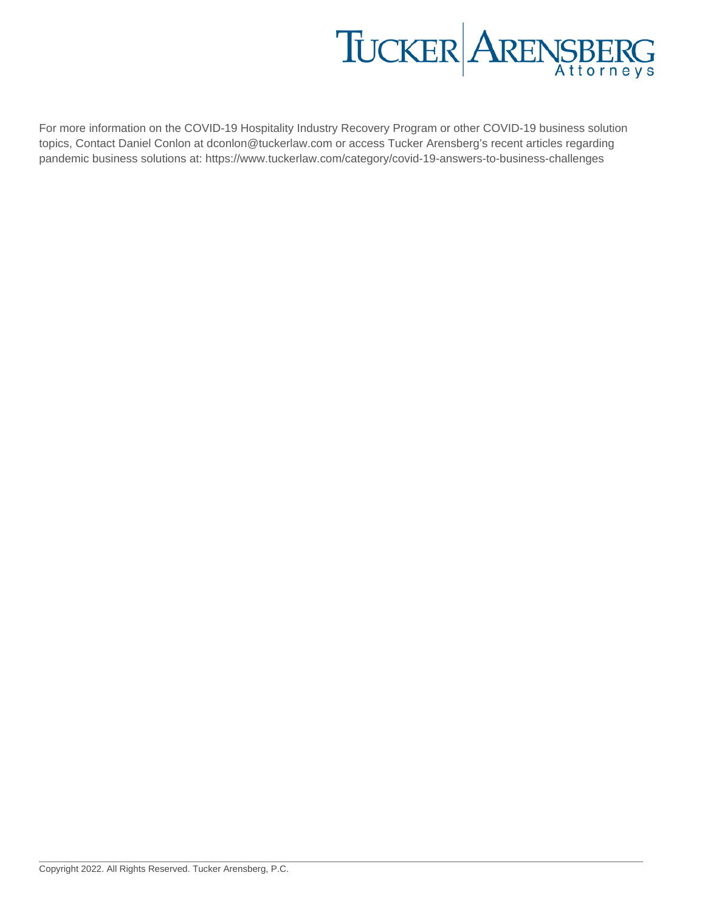For more information on the COVID-19 Hospitality Industry Recovery Program or other COVID-19 business solution topics, Contact Daniel Conlon at dconlon@tuckerlaw.com or access Tucker Arensberg's recent articles regarding pandemic business solutions at: https://www.tuckerlaw.com/category/covid-19-answers-to-business-challenges